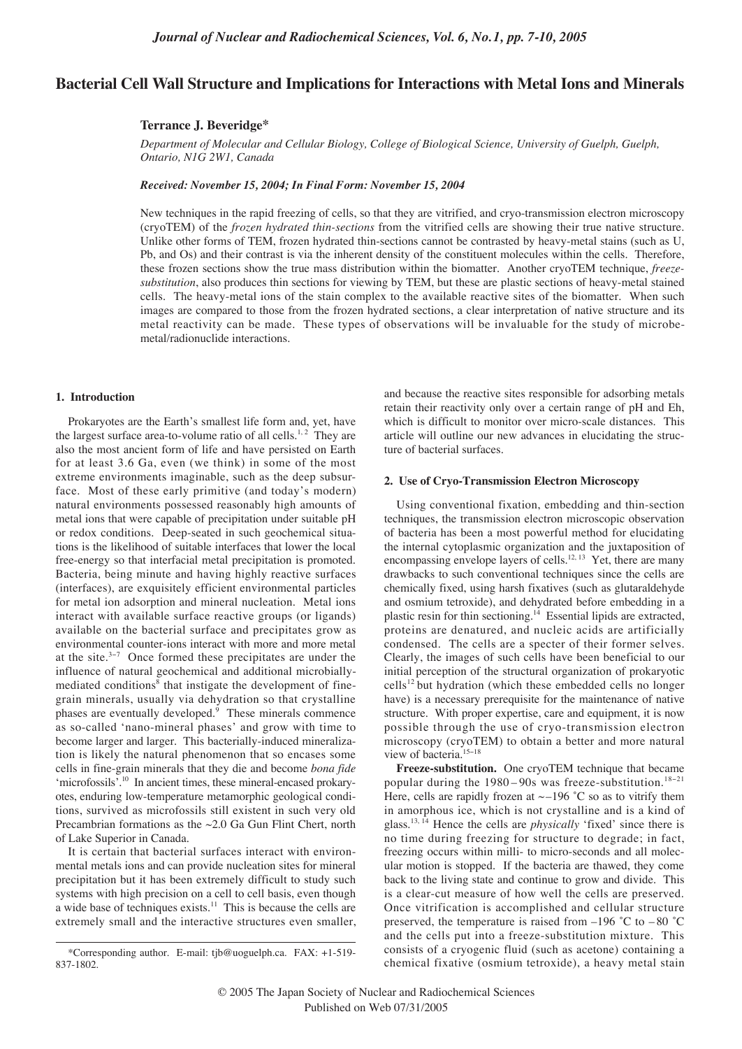# Bacterial Cell Wall Structure and Implications for Interactions with Metal Ions and Minerals

**Terrance J. Beveridge***

*Department of Molecular and Cellular Biology, College of Biological Science, University of Guelph, Guelph, Ontario, N1G 2W1, Canada*

***Received: November 15, 2004; In Final Form: November 15, 2004***

New techniques in the rapid freezing of cells, so that they are vitrified, and cryo-transmission electron microscopy (cryoTEM) of the *frozen hydrated thin-sections* from the vitrified cells are showing their true native structure. Unlike other forms of TEM, frozen hydrated thin-sections cannot be contrasted by heavy-metal stains (such as U, Pb, and Os) and their contrast is via the inherent density of the constituent molecules within the cells. Therefore, these frozen sections show the true mass distribution within the biomatter. Another cryoTEM technique, *freeze-substitution*, also produces thin sections for viewing by TEM, but these are plastic sections of heavy-metal stained cells. The heavy-metal ions of the stain complex to the available reactive sites of the biomatter. When such images are compared to those from the frozen hydrated sections, a clear interpretation of native structure and its metal reactivity can be made. These types of observations will be invaluable for the study of microbe-metal/radionuclide interactions.

## 1. Introduction

Prokaryotes are the Earth's smallest life form and, yet, have the largest surface area-to-volume ratio of all cells.[1, 2] They are also the most ancient form of life and have persisted on Earth for at least 3.6 Ga, even (we think) in some of the most extreme environments imaginable, such as the deep subsurface. Most of these early primitive (and today's modern) natural environments possessed reasonably high amounts of metal ions that were capable of precipitation under suitable pH or redox conditions. Deep-seated in such geochemical situations is the likelihood of suitable interfaces that lower the local free-energy so that interfacial metal precipitation is promoted. Bacteria, being minute and having highly reactive surfaces (interfaces), are exquisitely efficient environmental particles for metal ion adsorption and mineral nucleation. Metal ions interact with available surface reactive groups (or ligands) available on the bacterial surface and precipitates grow as environmental counter-ions interact with more and more metal at the site.[3−7] Once formed these precipitates are under the influence of natural geochemical and additional microbially-mediated conditions[8] that instigate the development of fine-grain minerals, usually via dehydration so that crystalline phases are eventually developed.[9] These minerals commence as so-called 'nano-mineral phases' and grow with time to become larger and larger. This bacterially-induced mineralization is likely the natural phenomenon that so encases some cells in fine-grain minerals that they die and become *bona fide* 'microfossils'.[10] In ancient times, these mineral-encased prokaryotes, enduring low-temperature metamorphic geological conditions, survived as microfossils still existent in such very old Precambrian formations as the ~2.0 Ga Gun Flint Chert, north of Lake Superior in Canada.

It is certain that bacterial surfaces interact with environmental metals ions and can provide nucleation sites for mineral precipitation but it has been extremely difficult to study such systems with high precision on a cell to cell basis, even though a wide base of techniques exists.[11] This is because the cells are extremely small and the interactive structures even smaller, and because the reactive sites responsible for adsorbing metals retain their reactivity only over a certain range of pH and Eh, which is difficult to monitor over micro-scale distances. This article will outline our new advances in elucidating the structure of bacterial surfaces.

## 2. Use of Cryo-Transmission Electron Microscopy

Using conventional fixation, embedding and thin-section techniques, the transmission electron microscopic observation of bacteria has been a most powerful method for elucidating the internal cytoplasmic organization and the juxtaposition of encompassing envelope layers of cells.[12, 13] Yet, there are many drawbacks to such conventional techniques since the cells are chemically fixed, using harsh fixatives (such as glutaraldehyde and osmium tetroxide), and dehydrated before embedding in a plastic resin for thin sectioning.[14] Essential lipids are extracted, proteins are denatured, and nucleic acids are artificially condensed. The cells are a specter of their former selves. Clearly, the images of such cells have been beneficial to our initial perception of the structural organization of prokaryotic cells[12] but hydration (which these embedded cells no longer have) is a necessary prerequisite for the maintenance of native structure. With proper expertise, care and equipment, it is now possible through the use of cryo-transmission electron microscopy (cryoTEM) to obtain a better and more natural view of bacteria.[15−18]

**Freeze-substitution.** One cryoTEM technique that became popular during the 1980 – 90s was freeze-substitution.[18−21] Here, cells are rapidly frozen at ~−196 ˚C so as to vitrify them in amorphous ice, which is not crystalline and is a kind of glass.[13, 14] Hence the cells are *physically* 'fixed' since there is no time during freezing for structure to degrade; in fact, freezing occurs within milli- to micro-seconds and all molecular motion is stopped. If the bacteria are thawed, they come back to the living state and continue to grow and divide. This is a clear-cut measure of how well the cells are preserved. Once vitrification is accomplished and cellular structure preserved, the temperature is raised from –196 ˚C to – 80 ˚C and the cells put into a freeze-substitution mixture. This consists of a cryogenic fluid (such as acetone) containing a chemical fixative (osmium tetroxide), a heavy metal stain

*Corresponding author. E-mail: tjb@uoguelph.ca. FAX: +1-519-837-1802.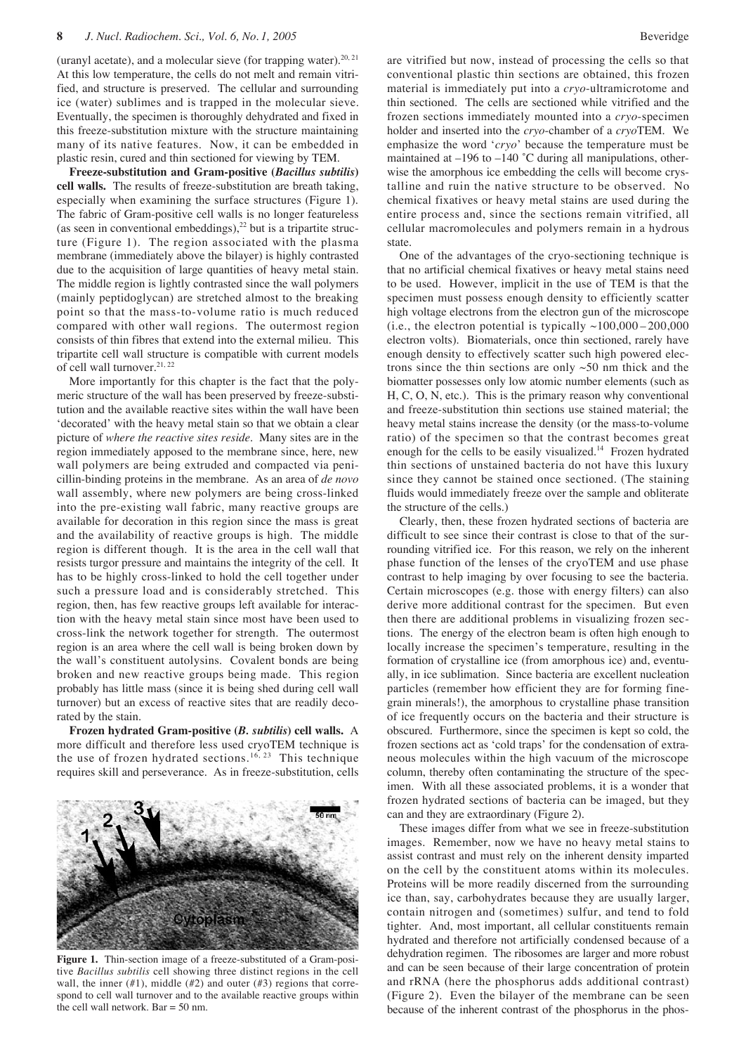(uranyl acetate), and a molecular sieve (for trapping water).[20, 21] At this low temperature, the cells do not melt and remain vitrified, and structure is preserved. The cellular and surrounding ice (water) sublimes and is trapped in the molecular sieve. Eventually, the specimen is thoroughly dehydrated and fixed in this freeze-substitution mixture with the structure maintaining many of its native features. Now, it can be embedded in plastic resin, cured and thin sectioned for viewing by TEM.

**Freeze-substitution and Gram-positive (*Bacillus subtilis*) cell walls.** The results of freeze-substitution are breath taking, especially when examining the surface structures (Figure 1). The fabric of Gram-positive cell walls is no longer featureless (as seen in conventional embeddings),[22] but is a tripartite structure (Figure 1). The region associated with the plasma membrane (immediately above the bilayer) is highly contrasted due to the acquisition of large quantities of heavy metal stain. The middle region is lightly contrasted since the wall polymers (mainly peptidoglycan) are stretched almost to the breaking point so that the mass-to-volume ratio is much reduced compared with other wall regions. The outermost region consists of thin fibres that extend into the external milieu. This tripartite cell wall structure is compatible with current models of cell wall turnover.[21, 22]

More importantly for this chapter is the fact that the polymeric structure of the wall has been preserved by freeze-substitution and the available reactive sites within the wall have been 'decorated' with the heavy metal stain so that we obtain a clear picture of *where the reactive sites reside*. Many sites are in the region immediately apposed to the membrane since, here, new wall polymers are being extruded and compacted via penicillin-binding proteins in the membrane. As an area of *de novo* wall assembly, where new polymers are being cross-linked into the pre-existing wall fabric, many reactive groups are available for decoration in this region since the mass is great and the availability of reactive groups is high. The middle region is different though. It is the area in the cell wall that resists turgor pressure and maintains the integrity of the cell. It has to be highly cross-linked to hold the cell together under such a pressure load and is considerably stretched. This region, then, has few reactive groups left available for interaction with the heavy metal stain since most have been used to cross-link the network together for strength. The outermost region is an area where the cell wall is being broken down by the wall's constituent autolysins. Covalent bonds are being broken and new reactive groups being made. This region probably has little mass (since it is being shed during cell wall turnover) but an excess of reactive sites that are readily decorated by the stain.

**Frozen hydrated Gram-positive (*B. subtilis*) cell walls.** A more difficult and therefore less used cryoTEM technique is the use of frozen hydrated sections.[16, 23] This technique requires skill and perseverance. As in freeze-substitution, cells are vitrified but now, instead of processing the cells so that conventional plastic thin sections are obtained, this frozen material is immediately put into a *cryo*-ultramicrotome and thin sectioned. The cells are sectioned while vitrified and the frozen sections immediately mounted into a *cryo*-specimen holder and inserted into the *cryo*-chamber of a *cryo*TEM. We emphasize the word '*cryo*' because the temperature must be maintained at –196 to –140 ˚C during all manipulations, otherwise the amorphous ice embedding the cells will become crystalline and ruin the native structure to be observed. No chemical fixatives or heavy metal stains are used during the entire process and, since the sections remain vitrified, all cellular macromolecules and polymers remain in a hydrous state.

1
2
3
50 nm
Cytoplasm

**Figure 1.** Thin-section image of a freeze-substituted of a Gram-positive *Bacillus subtilis* cell showing three distinct regions in the cell wall, the inner (#1), middle (#2) and outer (#3) regions that correspond to cell wall turnover and to the available reactive groups within the cell wall network. Bar = 50 nm.

One of the advantages of the cryo-sectioning technique is that no artificial chemical fixatives or heavy metal stains need to be used. However, implicit in the use of TEM is that the specimen must possess enough density to efficiently scatter high voltage electrons from the electron gun of the microscope (i.e., the electron potential is typically ~100,000 – 200,000 electron volts). Biomaterials, once thin sectioned, rarely have enough density to effectively scatter such high powered electrons since the thin sections are only ~50 nm thick and the biomatter possesses only low atomic number elements (such as H, C, O, N, etc.). This is the primary reason why conventional and freeze-substitution thin sections use stained material; the heavy metal stains increase the density (or the mass-to-volume ratio) of the specimen so that the contrast becomes great enough for the cells to be easily visualized.[14] Frozen hydrated thin sections of unstained bacteria do not have this luxury since they cannot be stained once sectioned. (The staining fluids would immediately freeze over the sample and obliterate the structure of the cells.)

Clearly, then, these frozen hydrated sections of bacteria are difficult to see since their contrast is close to that of the surrounding vitrified ice. For this reason, we rely on the inherent phase function of the lenses of the cryoTEM and use phase contrast to help imaging by over focusing to see the bacteria. Certain microscopes (e.g. those with energy filters) can also derive more additional contrast for the specimen. But even then there are additional problems in visualizing frozen sections. The energy of the electron beam is often high enough to locally increase the specimen's temperature, resulting in the formation of crystalline ice (from amorphous ice) and, eventually, in ice sublimation. Since bacteria are excellent nucleation particles (remember how efficient they are for forming fine-grain minerals!), the amorphous to crystalline phase transition of ice frequently occurs on the bacteria and their structure is obscured. Furthermore, since the specimen is kept so cold, the frozen sections act as 'cold traps' for the condensation of extraneous molecules within the high vacuum of the microscope column, thereby often contaminating the structure of the specimen. With all these associated problems, it is a wonder that frozen hydrated sections of bacteria can be imaged, but they can and they are extraordinary (Figure 2).

These images differ from what we see in freeze-substitution images. Remember, now we have no heavy metal stains to assist contrast and must rely on the inherent density imparted on the cell by the constituent atoms within its molecules. Proteins will be more readily discerned from the surrounding ice than, say, carbohydrates because they are usually larger, contain nitrogen and (sometimes) sulfur, and tend to fold tighter. And, most important, all cellular constituents remain hydrated and therefore not artificially condensed because of a dehydration regimen. The ribosomes are larger and more robust and can be seen because of their large concentration of protein and rRNA (here the phosphorus adds additional contrast) (Figure 2). Even the bilayer of the membrane can be seen because of the inherent contrast of the phosphorus in the phos-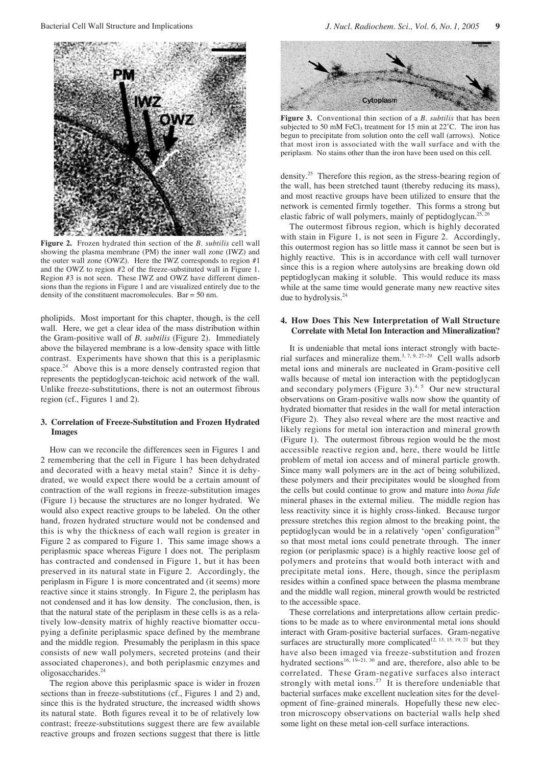**Figure 2.** Frozen hydrated thin section of the *B. subtilis* cell wall showing the plasma membrane (PM) the inner wall zone (IWZ) and the outer wall zone (OWZ). Here the IWZ corresponds to region #1 and the OWZ to region #2 of the freeze-substituted wall in Figure 1. Region #3 is not seen. These IWZ and OWZ have different dimensions than the regions in Figure 1 and are visualized entirely due to the density of the constituent macromolecules. Bar = 50 nm.

pholipids. Most important for this chapter, though, is the cell wall. Here, we get a clear idea of the mass distribution within the Gram-positive wall of *B. subtilis* (Figure 2). Immediately above the bilayered membrane is a low-density space with little contrast. Experiments have shown that this is a periplasmic space.[24] Above this is a more densely contrasted region that represents the peptidoglycan-teichoic acid network of the wall. Unlike freeze-substitutions, there is not an outermost fibrous region (cf., Figures 1 and 2).

## 3. Correlation of Freeze-Substitution and Frozen Hydrated Images

How can we reconcile the differences seen in Figures 1 and 2 remembering that the cell in Figure 1 has been dehydrated and decorated with a heavy metal stain? Since it is dehydrated, we would expect there would be a certain amount of contraction of the wall regions in freeze-substitution images (Figure 1) because the structures are no longer hydrated. We would also expect reactive groups to be labeled. On the other hand, frozen hydrated structure would not be condensed and this is why the thickness of each wall region is greater in Figure 2 as compared to Figure 1. This same image shows a periplasmic space whereas Figure 1 does not. The periplasm has contracted and condensed in Figure 1, but it has been preserved in its natural state in Figure 2. Accordingly, the periplasm in Figure 1 is more concentrated and (it seems) more reactive since it stains strongly. In Figure 2, the periplasm has not condensed and it has low density. The conclusion, then, is that the natural state of the periplasm in these cells is as a relatively low-density matrix of highly reactive biomatter occupying a definite periplasmic space defined by the membrane and the middle region. Presumably the periplasm in this space consists of new wall polymers, secreted proteins (and their associated chaperones), and both periplasmic enzymes and oligosaccharides.[24]

The region above this periplasmic space is wider in frozen sections than in freeze-substitutions (cf., Figures 1 and 2) and, since this is the hydrated structure, the increased width shows its natural state. Both figures reveal it to be of relatively low contrast; freeze-substitutions suggest there are few available reactive groups and frozen sections suggest that there is little density.[25] Therefore this region, as the stress-bearing region of the wall, has been stretched taunt (thereby reducing its mass), and most reactive groups have been utilized to ensure that the network is cemented firmly together. This forms a strong but elastic fabric of wall polymers, mainly of peptidoglycan.[25, 26]

The outermost fibrous region, which is highly decorated with stain in Figure 1, is not seen in Figure 2. Accordingly, this outermost region has so little mass it cannot be seen but is highly reactive. This is in accordance with cell wall turnover since this is a region where autolysins are breaking down old peptidoglycan making it soluble. This would reduce its mass while at the same time would generate many new reactive sites due to hydrolysis.[24]

**Figure 3.** Conventional thin section of a *B. subtilis* that has been subjected to 50 mM $FeCl_3$ treatment for 15 min at 22˚C. The iron has begun to precipitate from solution onto the cell wall (arrows). Notice that most iron is associated with the wall surface and with the periplasm. No stains other than the iron have been used on this cell.

## 4. How Does This New Interpretation of Wall Structure Correlate with Metal Ion Interaction and Mineralization?

It is undeniable that metal ions interact strongly with bacterial surfaces and mineralize them.[3, 7, 9, 27–29] Cell walls adsorb metal ions and minerals are nucleated in Gram-positive cell walls because of metal ion interaction with the peptidoglycan and secondary polymers (Figure 3).[4, 5] Our new structural observations on Gram-positive walls now show the quantity of hydrated biomatter that resides in the wall for metal interaction (Figure 2). They also reveal where are the most reactive and likely regions for metal ion interaction and mineral growth (Figure 1). The outermost fibrous region would be the most accessible reactive region and, here, there would be little problem of metal ion access and of mineral particle growth. Since many wall polymers are in the act of being solubilized, these polymers and their precipitates would be sloughed from the cells but could continue to grow and mature into *bona fide* mineral phases in the external milieu. The middle region has less reactivity since it is highly cross-linked. Because turgor pressure stretches this region almost to the breaking point, the peptidoglycan would be in a relatively 'open' configuration[25] so that most metal ions could penetrate through. The inner region (or periplasmic space) is a highly reactive loose gel of polymers and proteins that would both interact with and precipitate metal ions. Here, though, since the periplasm resides within a confined space between the plasma membrane and the middle wall region, mineral growth would be restricted to the accessible space.

These correlations and interpretations allow certain predictions to be made as to where environmental metal ions should interact with Gram-positive bacterial surfaces. Gram-negative surfaces are structurally more complicated[12, 13, 15, 19, 21] but they have also been imaged via freeze-substitution and frozen hydrated sections[16, 19–21, 30] and are, therefore, also able to be correlated. These Gram-negative surfaces also interact strongly with metal ions.[27] It is therefore undeniable that bacterial surfaces make excellent nucleation sites for the development of fine-grained minerals. Hopefully these new electron microscopy observations on bacterial walls help shed some light on these metal ion-cell surface interactions.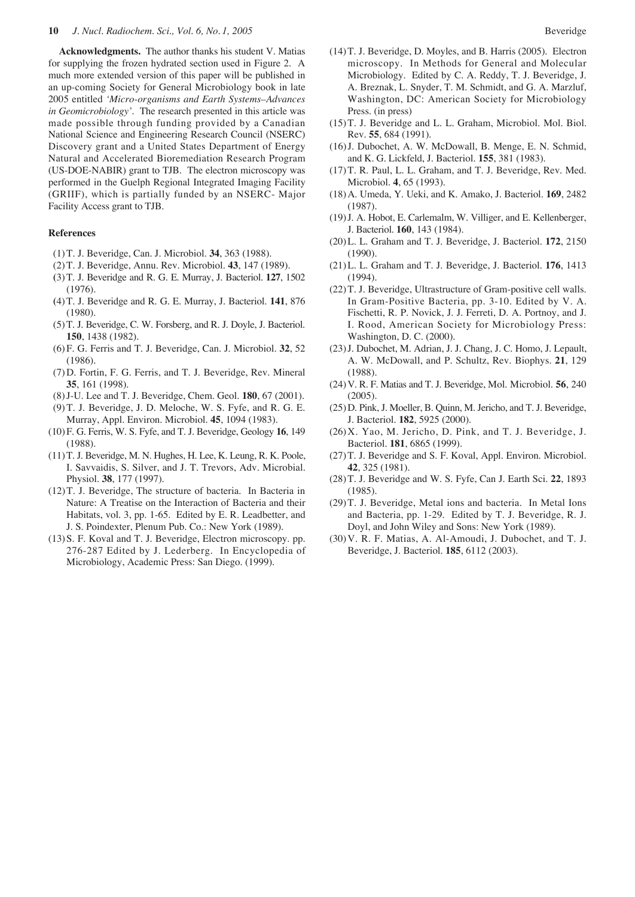**Acknowledgments.** The author thanks his student V. Matias for supplying the frozen hydrated section used in Figure 2. A much more extended version of this paper will be published in an up-coming Society for General Microbiology book in late 2005 entitled *'Micro-organisms and Earth Systems–Advances in Geomicrobiology'*. The research presented in this article was made possible through funding provided by a Canadian National Science and Engineering Research Council (NSERC) Discovery grant and a United States Department of Energy Natural and Accelerated Bioremediation Research Program (US-DOE-NABIR) grant to TJB. The electron microscopy was performed in the Guelph Regional Integrated Imaging Facility (GRIIF), which is partially funded by an NSERC- Major Facility Access grant to TJB.

## References

(1) T. J. Beveridge, Can. J. Microbiol. **34**, 363 (1988).

(2) T. J. Beveridge, Annu. Rev. Microbiol. **43**, 147 (1989).

(3) T. J. Beveridge and R. G. E. Murray, J. Bacteriol. **127**, 1502 (1976).

(4) T. J. Beveridge and R. G. E. Murray, J. Bacteriol. **141**, 876 (1980).

(5) T. J. Beveridge, C. W. Forsberg, and R. J. Doyle, J. Bacteriol. **150**, 1438 (1982).

(6) F. G. Ferris and T. J. Beveridge, Can. J. Microbiol. **32**, 52 (1986).

(7) D. Fortin, F. G. Ferris, and T. J. Beveridge, Rev. Mineral **35**, 161 (1998).

(8) J-U. Lee and T. J. Beveridge, Chem. Geol. **180**, 67 (2001).

(9) T. J. Beveridge, J. D. Meloche, W. S. Fyfe, and R. G. E. Murray, Appl. Environ. Microbiol. **45**, 1094 (1983).

(10) F. G. Ferris, W. S. Fyfe, and T. J. Beveridge, Geology **16**, 149 (1988).

(11) T. J. Beveridge, M. N. Hughes, H. Lee, K. Leung, R. K. Poole, I. Savvaidis, S. Silver, and J. T. Trevors, Adv. Microbial. Physiol. **38**, 177 (1997).

(12) T. J. Beveridge, The structure of bacteria. In Bacteria in Nature: A Treatise on the Interaction of Bacteria and their Habitats, vol. 3, pp. 1-65. Edited by E. R. Leadbetter, and J. S. Poindexter, Plenum Pub. Co.: New York (1989).

(13) S. F. Koval and T. J. Beveridge, Electron microscopy. pp. 276-287 Edited by J. Lederberg. In Encyclopedia of Microbiology, Academic Press: San Diego. (1999).

(14) T. J. Beveridge, D. Moyles, and B. Harris (2005). Electron microscopy. In Methods for General and Molecular Microbiology. Edited by C. A. Reddy, T. J. Beveridge, J. A. Breznak, L. Snyder, T. M. Schmidt, and G. A. Marzluf, Washington, DC: American Society for Microbiology Press. (in press)

(15) T. J. Beveridge and L. L. Graham, Microbiol. Mol. Biol. Rev. **55**, 684 (1991).

(16) J. Dubochet, A. W. McDowall, B. Menge, E. N. Schmid, and K. G. Lickfeld, J. Bacteriol. **155**, 381 (1983).

(17) T. R. Paul, L. L. Graham, and T. J. Beveridge, Rev. Med. Microbiol. **4**, 65 (1993).

(18) A. Umeda, Y. Ueki, and K. Amako, J. Bacteriol. **169**, 2482 (1987).

(19) J. A. Hobot, E. Carlemalm, W. Villiger, and E. Kellenberger, J. Bacteriol. **160**, 143 (1984).

(20) L. L. Graham and T. J. Beveridge, J. Bacteriol. **172**, 2150 (1990).

(21) L. L. Graham and T. J. Beveridge, J. Bacteriol. **176**, 1413 (1994).

(22) T. J. Beveridge, Ultrastructure of Gram-positive cell walls. In Gram-Positive Bacteria, pp. 3-10. Edited by V. A. Fischetti, R. P. Novick, J. J. Ferreti, D. A. Portnoy, and J. I. Rood, American Society for Microbiology Press: Washington, D. C. (2000).

(23) J. Dubochet, M. Adrian, J. J. Chang, J. C. Homo, J. Lepault, A. W. McDowall, and P. Schultz, Rev. Biophys. **21**, 129 (1988).

(24) V. R. F. Matias and T. J. Beveridge, Mol. Microbiol. **56**, 240 (2005).

(25) D. Pink, J. Moeller, B. Quinn, M. Jericho, and T. J. Beveridge, J. Bacteriol. **182**, 5925 (2000).

(26) X. Yao, M. Jericho, D. Pink, and T. J. Beveridge, J. Bacteriol. **181**, 6865 (1999).

(27) T. J. Beveridge and S. F. Koval, Appl. Environ. Microbiol. **42**, 325 (1981).

(28) T. J. Beveridge and W. S. Fyfe, Can J. Earth Sci. **22**, 1893 (1985).

(29) T. J. Beveridge, Metal ions and bacteria. In Metal Ions and Bacteria, pp. 1-29. Edited by T. J. Beveridge, R. J. Doyl, and John Wiley and Sons: New York (1989).

(30) V. R. F. Matias, A. Al-Amoudi, J. Dubochet, and T. J. Beveridge, J. Bacteriol. **185**, 6112 (2003).